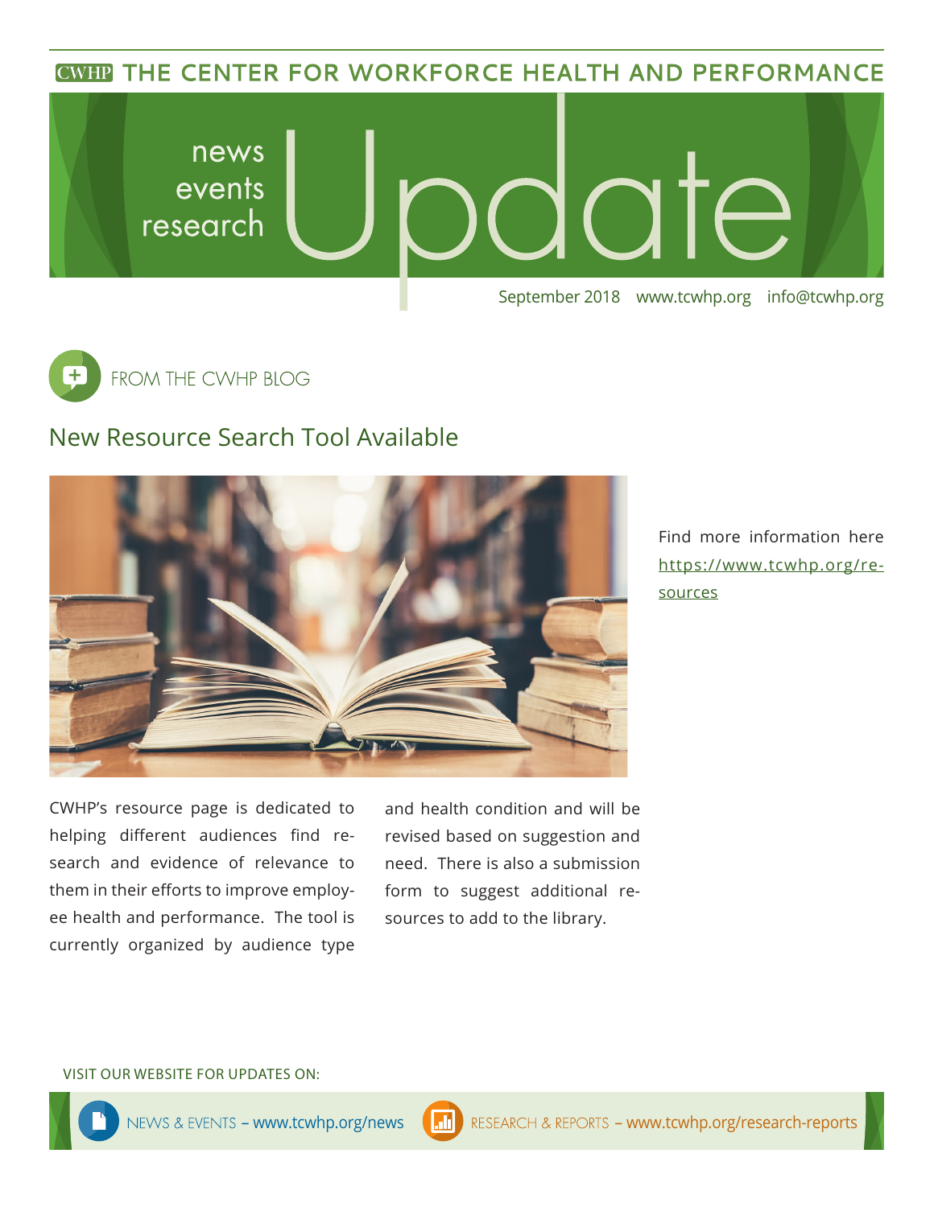# THE CENTER FOR WORKFORCE HEALTH AND PERFORMANCE

news
events
research

# Update

September 2018 www.tcwhp.org info@tcwhp.org

FROM THE CWHP BLOG

## New Resource Search Tool Available

Find more information here https://www.tcwhp.org/resources

CWHP's resource page is dedicated to helping different audiences find research and evidence of relevance to them in their efforts to improve employee health and performance. The tool is currently organized by audience type and health condition and will be revised based on suggestion and need. There is also a submission form to suggest additional resources to add to the library.

VISIT OUR WEBSITE FOR UPDATES ON:

NEWS & EVENTS – www.tcwhp.org/news

RESEARCH & REPORTS – www.tcwhp.org/research-reports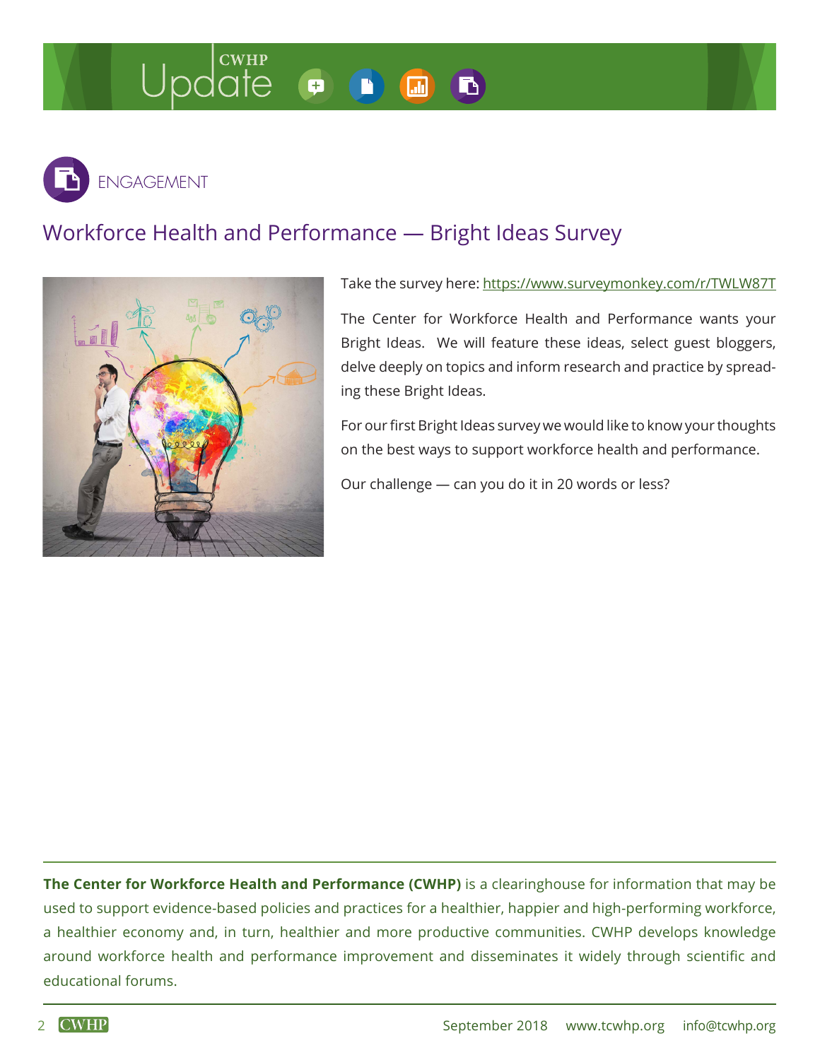## ENGAGEMENT

# Workforce Health and Performance — Bright Ideas Survey

Take the survey here: https://www.surveymonkey.com/r/TWLW87T

The Center for Workforce Health and Performance wants your Bright Ideas. We will feature these ideas, select guest bloggers, delve deeply on topics and inform research and practice by spreading these Bright Ideas.

For our first Bright Ideas survey we would like to know your thoughts on the best ways to support workforce health and performance.

Our challenge — can you do it in 20 words or less?

**The Center for Workforce Health and Performance (CWHP)** is a clearinghouse for information that may be used to support evidence-based policies and practices for a healthier, happier and high-performing workforce, a healthier economy and, in turn, healthier and more productive communities. CWHP develops knowledge around workforce health and performance improvement and disseminates it widely through scientific and educational forums.